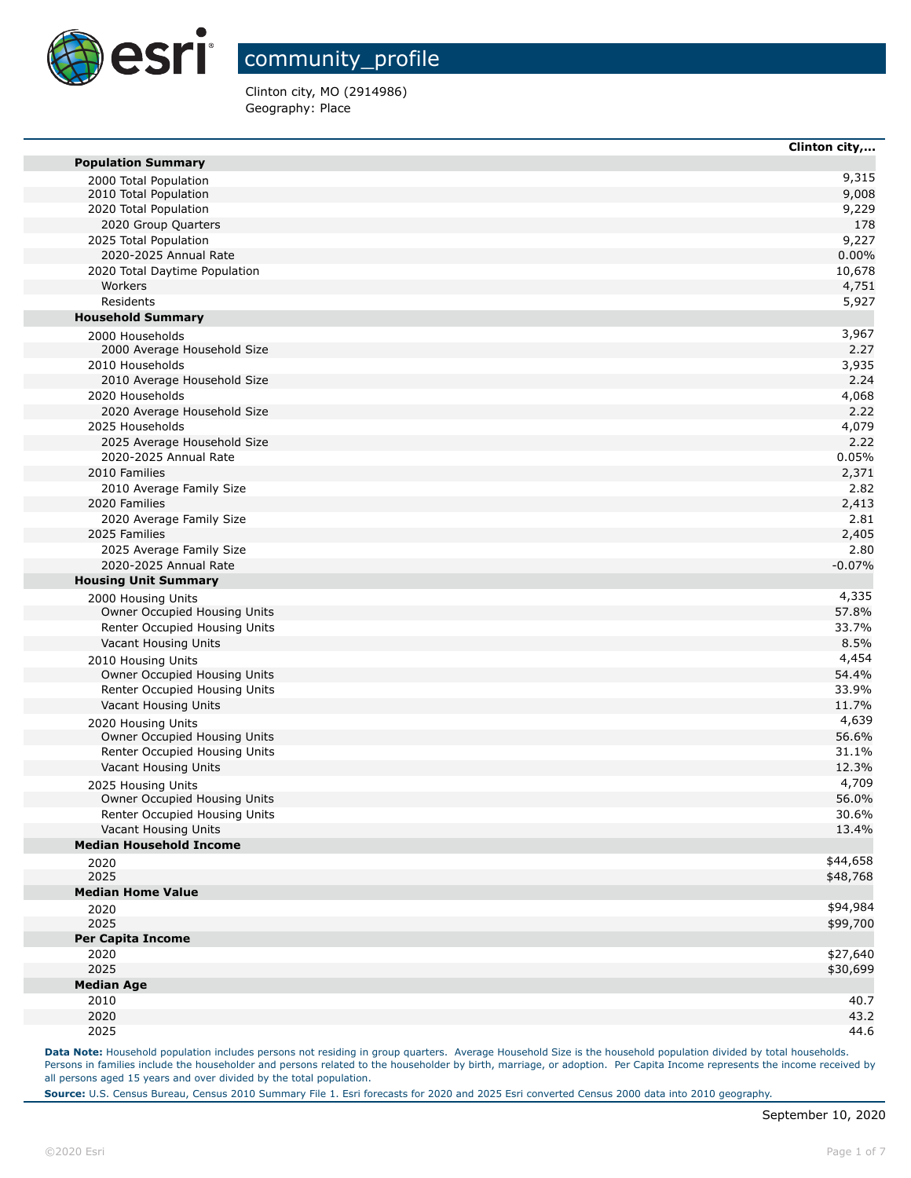# community_profile

Clinton city, MO (2914986)
Geography: Place

| | Clinton city,... |
|---|---|
| **Population Summary** | |
| 2000 Total Population | 9,315 |
| 2010 Total Population | 9,008 |
| 2020 Total Population | 9,229 |
| 2020 Group Quarters | 178 |
| 2025 Total Population | 9,227 |
| 2020-2025 Annual Rate | 0.00% |
| 2020 Total Daytime Population | 10,678 |
| Workers | 4,751 |
| Residents | 5,927 |
| **Household Summary** | |
| 2000 Households | 3,967 |
| 2000 Average Household Size | 2.27 |
| 2010 Households | 3,935 |
| 2010 Average Household Size | 2.24 |
| 2020 Households | 4,068 |
| 2020 Average Household Size | 2.22 |
| 2025 Households | 4,079 |
| 2025 Average Household Size | 2.22 |
| 2020-2025 Annual Rate | 0.05% |
| 2010 Families | 2,371 |
| 2010 Average Family Size | 2.82 |
| 2020 Families | 2,413 |
| 2020 Average Family Size | 2.81 |
| 2025 Families | 2,405 |
| 2025 Average Family Size | 2.80 |
| 2020-2025 Annual Rate | -0.07% |
| **Housing Unit Summary** | |
| 2000 Housing Units | 4,335 |
| Owner Occupied Housing Units | 57.8% |
| Renter Occupied Housing Units | 33.7% |
| Vacant Housing Units | 8.5% |
| 2010 Housing Units | 4,454 |
| Owner Occupied Housing Units | 54.4% |
| Renter Occupied Housing Units | 33.9% |
| Vacant Housing Units | 11.7% |
| 2020 Housing Units | 4,639 |
| Owner Occupied Housing Units | 56.6% |
| Renter Occupied Housing Units | 31.1% |
| Vacant Housing Units | 12.3% |
| 2025 Housing Units | 4,709 |
| Owner Occupied Housing Units | 56.0% |
| Renter Occupied Housing Units | 30.6% |
| Vacant Housing Units | 13.4% |
| **Median Household Income** | |
| 2020 | $44,658 |
| 2025 | $48,768 |
| **Median Home Value** | |
| 2020 | $94,984 |
| 2025 | $99,700 |
| **Per Capita Income** | |
| 2020 | $27,640 |
| 2025 | $30,699 |
| **Median Age** | |
| 2010 | 40.7 |
| 2020 | 43.2 |
| 2025 | 44.6 |

**Data Note:** Household population includes persons not residing in group quarters. Average Household Size is the household population divided by total households. Persons in families include the householder and persons related to the householder by birth, marriage, or adoption. Per Capita Income represents the income received by all persons aged 15 years and over divided by the total population.

**Source:** U.S. Census Bureau, Census 2010 Summary File 1. Esri forecasts for 2020 and 2025 Esri converted Census 2000 data into 2010 geography.

September 10, 2020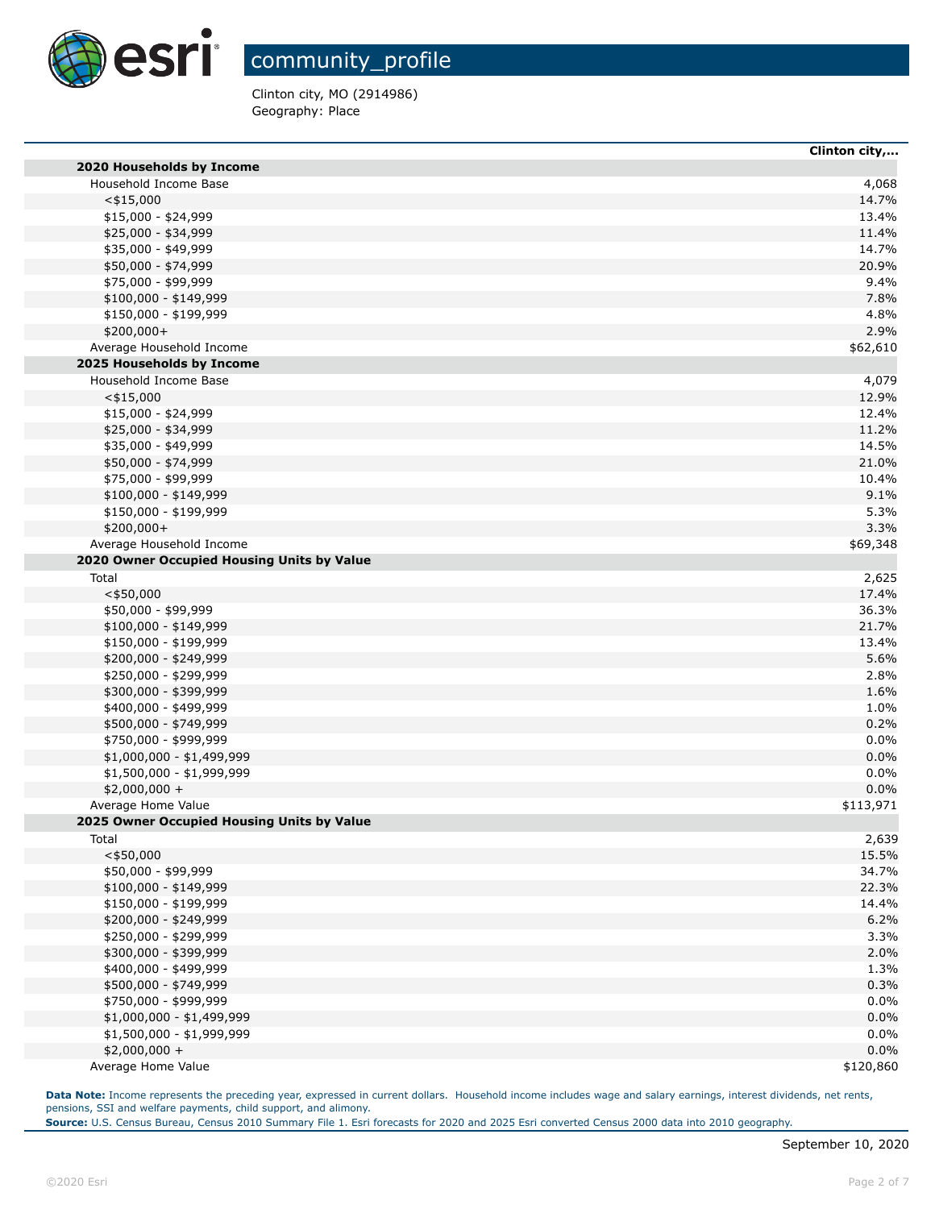# community_profile

Clinton city, MO (2914986)
Geography: Place

| | Clinton city,... |
|---|---|
| **2020 Households by Income** | |
| Household Income Base | 4,068 |
| <$15,000 | 14.7% |
| $15,000 - $24,999 | 13.4% |
| $25,000 - $34,999 | 11.4% |
| $35,000 - $49,999 | 14.7% |
| $50,000 - $74,999 | 20.9% |
| $75,000 - $99,999 | 9.4% |
| $100,000 - $149,999 | 7.8% |
| $150,000 - $199,999 | 4.8% |
| $200,000+ | 2.9% |
| Average Household Income | $62,610 |
| **2025 Households by Income** | |
| Household Income Base | 4,079 |
| <$15,000 | 12.9% |
| $15,000 - $24,999 | 12.4% |
| $25,000 - $34,999 | 11.2% |
| $35,000 - $49,999 | 14.5% |
| $50,000 - $74,999 | 21.0% |
| $75,000 - $99,999 | 10.4% |
| $100,000 - $149,999 | 9.1% |
| $150,000 - $199,999 | 5.3% |
| $200,000+ | 3.3% |
| Average Household Income | $69,348 |
| **2020 Owner Occupied Housing Units by Value** | |
| Total | 2,625 |
| <$50,000 | 17.4% |
| $50,000 - $99,999 | 36.3% |
| $100,000 - $149,999 | 21.7% |
| $150,000 - $199,999 | 13.4% |
| $200,000 - $249,999 | 5.6% |
| $250,000 - $299,999 | 2.8% |
| $300,000 - $399,999 | 1.6% |
| $400,000 - $499,999 | 1.0% |
| $500,000 - $749,999 | 0.2% |
| $750,000 - $999,999 | 0.0% |
| $1,000,000 - $1,499,999 | 0.0% |
| $1,500,000 - $1,999,999 | 0.0% |
| $2,000,000 + | 0.0% |
| Average Home Value | $113,971 |
| **2025 Owner Occupied Housing Units by Value** | |
| Total | 2,639 |
| <$50,000 | 15.5% |
| $50,000 - $99,999 | 34.7% |
| $100,000 - $149,999 | 22.3% |
| $150,000 - $199,999 | 14.4% |
| $200,000 - $249,999 | 6.2% |
| $250,000 - $299,999 | 3.3% |
| $300,000 - $399,999 | 2.0% |
| $400,000 - $499,999 | 1.3% |
| $500,000 - $749,999 | 0.3% |
| $750,000 - $999,999 | 0.0% |
| $1,000,000 - $1,499,999 | 0.0% |
| $1,500,000 - $1,999,999 | 0.0% |
| $2,000,000 + | 0.0% |
| Average Home Value | $120,860 |

**Data Note:** Income represents the preceding year, expressed in current dollars. Household income includes wage and salary earnings, interest dividends, net rents, pensions, SSI and welfare payments, child support, and alimony.
**Source:** U.S. Census Bureau, Census 2010 Summary File 1. Esri forecasts for 2020 and 2025 Esri converted Census 2000 data into 2010 geography.

September 10, 2020

©2020 Esri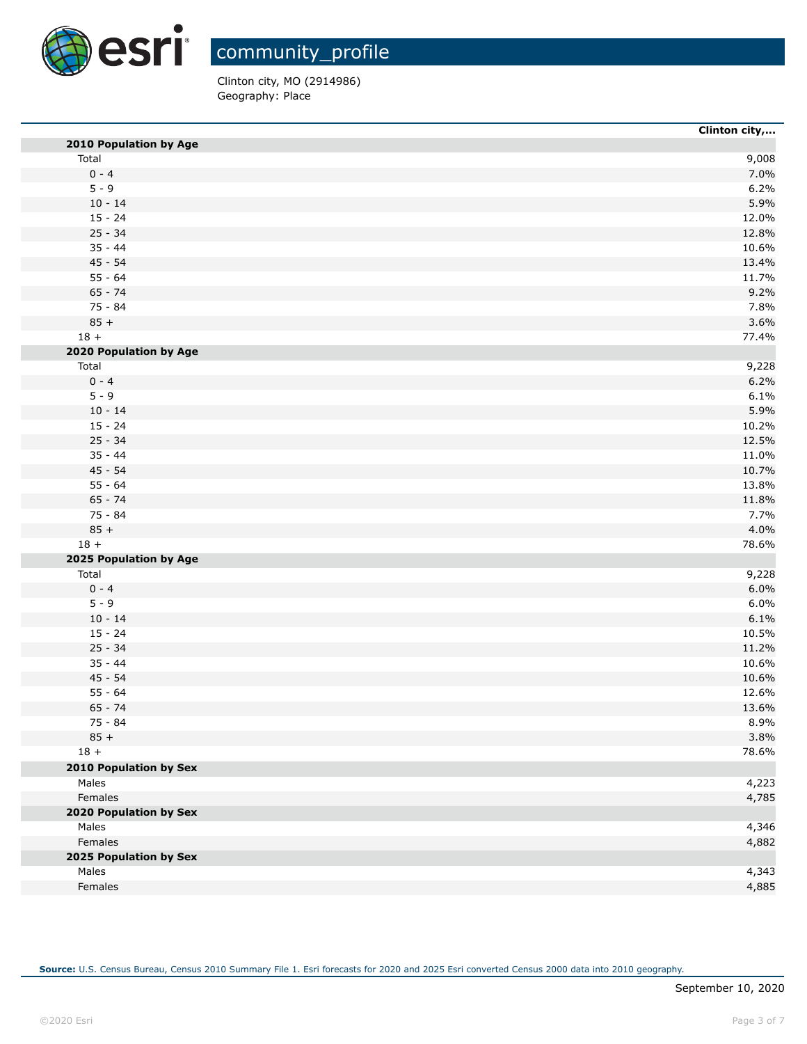# community_profile

Clinton city, MO (2914986)
Geography: Place

| | Clinton city,... |
|---|---|
| **2010 Population by Age** | |
| Total | 9,008 |
| 0 - 4 | 7.0% |
| 5 - 9 | 6.2% |
| 10 - 14 | 5.9% |
| 15 - 24 | 12.0% |
| 25 - 34 | 12.8% |
| 35 - 44 | 10.6% |
| 45 - 54 | 13.4% |
| 55 - 64 | 11.7% |
| 65 - 74 | 9.2% |
| 75 - 84 | 7.8% |
| 85 + | 3.6% |
| 18 + | 77.4% |
| **2020 Population by Age** | |
| Total | 9,228 |
| 0 - 4 | 6.2% |
| 5 - 9 | 6.1% |
| 10 - 14 | 5.9% |
| 15 - 24 | 10.2% |
| 25 - 34 | 12.5% |
| 35 - 44 | 11.0% |
| 45 - 54 | 10.7% |
| 55 - 64 | 13.8% |
| 65 - 74 | 11.8% |
| 75 - 84 | 7.7% |
| 85 + | 4.0% |
| 18 + | 78.6% |
| **2025 Population by Age** | |
| Total | 9,228 |
| 0 - 4 | 6.0% |
| 5 - 9 | 6.0% |
| 10 - 14 | 6.1% |
| 15 - 24 | 10.5% |
| 25 - 34 | 11.2% |
| 35 - 44 | 10.6% |
| 45 - 54 | 10.6% |
| 55 - 64 | 12.6% |
| 65 - 74 | 13.6% |
| 75 - 84 | 8.9% |
| 85 + | 3.8% |
| 18 + | 78.6% |
| **2010 Population by Sex** | |
| Males | 4,223 |
| Females | 4,785 |
| **2020 Population by Sex** | |
| Males | 4,346 |
| Females | 4,882 |
| **2025 Population by Sex** | |
| Males | 4,343 |
| Females | 4,885 |

**Source:** U.S. Census Bureau, Census 2010 Summary File 1. Esri forecasts for 2020 and 2025 Esri converted Census 2000 data into 2010 geography.

September 10, 2020

©2020 Esri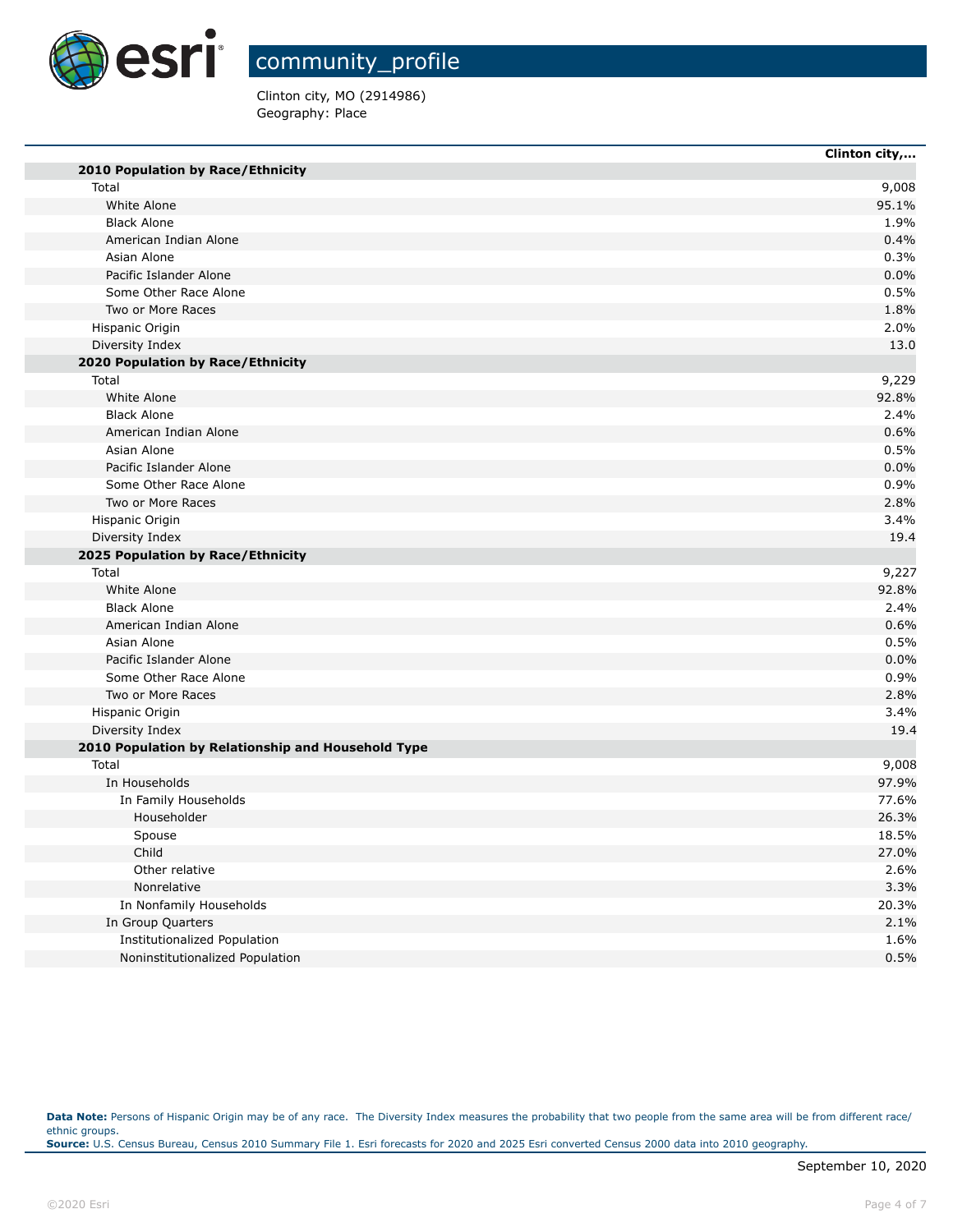# community_profile

Clinton city, MO (2914986)
Geography: Place

| | Clinton city,... |
|---|---|
| **2010 Population by Race/Ethnicity** | |
| Total | 9,008 |
| White Alone | 95.1% |
| Black Alone | 1.9% |
| American Indian Alone | 0.4% |
| Asian Alone | 0.3% |
| Pacific Islander Alone | 0.0% |
| Some Other Race Alone | 0.5% |
| Two or More Races | 1.8% |
| Hispanic Origin | 2.0% |
| Diversity Index | 13.0 |
| **2020 Population by Race/Ethnicity** | |
| Total | 9,229 |
| White Alone | 92.8% |
| Black Alone | 2.4% |
| American Indian Alone | 0.6% |
| Asian Alone | 0.5% |
| Pacific Islander Alone | 0.0% |
| Some Other Race Alone | 0.9% |
| Two or More Races | 2.8% |
| Hispanic Origin | 3.4% |
| Diversity Index | 19.4 |
| **2025 Population by Race/Ethnicity** | |
| Total | 9,227 |
| White Alone | 92.8% |
| Black Alone | 2.4% |
| American Indian Alone | 0.6% |
| Asian Alone | 0.5% |
| Pacific Islander Alone | 0.0% |
| Some Other Race Alone | 0.9% |
| Two or More Races | 2.8% |
| Hispanic Origin | 3.4% |
| Diversity Index | 19.4 |
| **2010 Population by Relationship and Household Type** | |
| Total | 9,008 |
| In Households | 97.9% |
| In Family Households | 77.6% |
| Householder | 26.3% |
| Spouse | 18.5% |
| Child | 27.0% |
| Other relative | 2.6% |
| Nonrelative | 3.3% |
| In Nonfamily Households | 20.3% |
| In Group Quarters | 2.1% |
| Institutionalized Population | 1.6% |
| Noninstitutionalized Population | 0.5% |

**Data Note:** Persons of Hispanic Origin may be of any race. The Diversity Index measures the probability that two people from the same area will be from different race/ethnic groups.
**Source:** U.S. Census Bureau, Census 2010 Summary File 1. Esri forecasts for 2020 and 2025 Esri converted Census 2000 data into 2010 geography.

September 10, 2020

©2020 Esri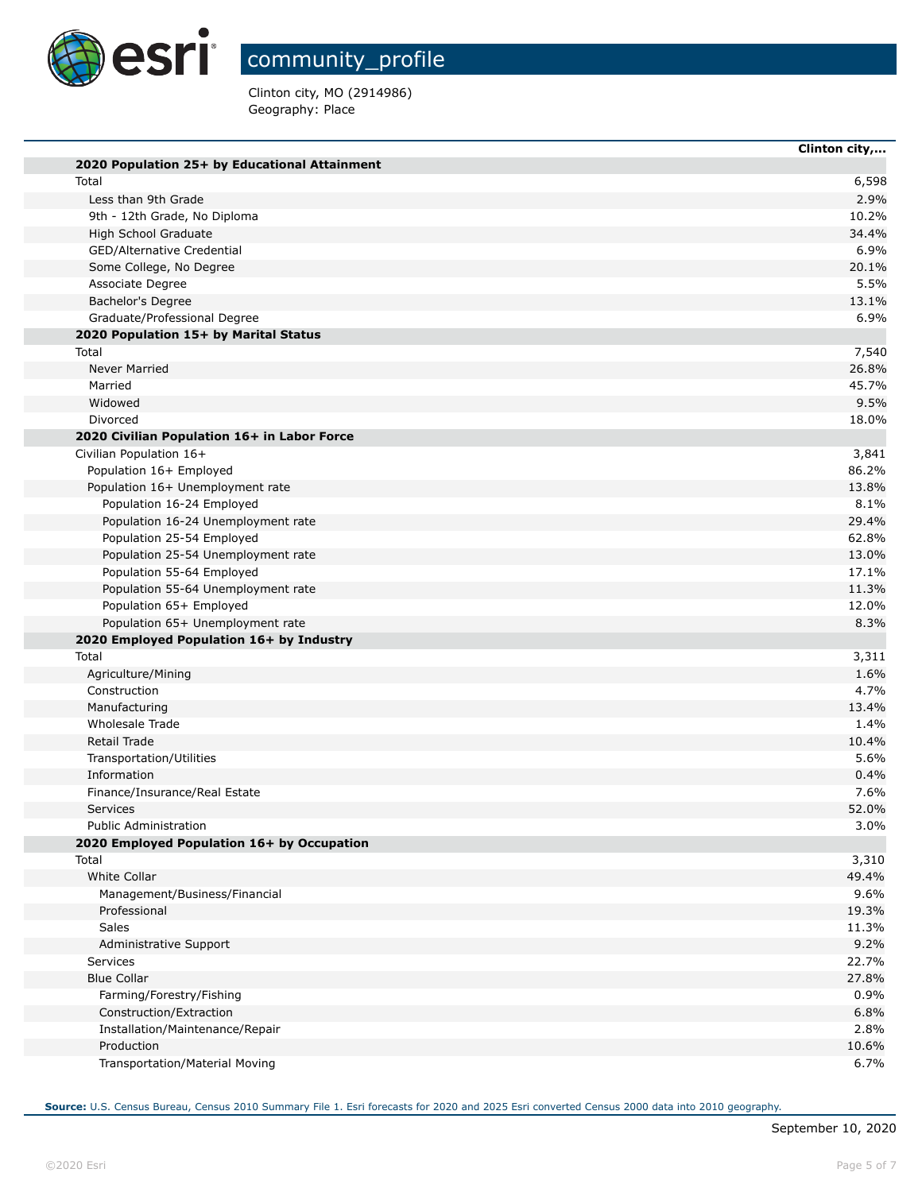# community_profile

Clinton city, MO (2914986)
Geography: Place

| | Clinton city,... |
|---|---|
| **2020 Population 25+ by Educational Attainment** | |
| Total | 6,598 |
| Less than 9th Grade | 2.9% |
| 9th - 12th Grade, No Diploma | 10.2% |
| High School Graduate | 34.4% |
| GED/Alternative Credential | 6.9% |
| Some College, No Degree | 20.1% |
| Associate Degree | 5.5% |
| Bachelor's Degree | 13.1% |
| Graduate/Professional Degree | 6.9% |
| **2020 Population 15+ by Marital Status** | |
| Total | 7,540 |
| Never Married | 26.8% |
| Married | 45.7% |
| Widowed | 9.5% |
| Divorced | 18.0% |
| **2020 Civilian Population 16+ in Labor Force** | |
| Civilian Population 16+ | 3,841 |
| Population 16+ Employed | 86.2% |
| Population 16+ Unemployment rate | 13.8% |
| Population 16-24 Employed | 8.1% |
| Population 16-24 Unemployment rate | 29.4% |
| Population 25-54 Employed | 62.8% |
| Population 25-54 Unemployment rate | 13.0% |
| Population 55-64 Employed | 17.1% |
| Population 55-64 Unemployment rate | 11.3% |
| Population 65+ Employed | 12.0% |
| Population 65+ Unemployment rate | 8.3% |
| **2020 Employed Population 16+ by Industry** | |
| Total | 3,311 |
| Agriculture/Mining | 1.6% |
| Construction | 4.7% |
| Manufacturing | 13.4% |
| Wholesale Trade | 1.4% |
| Retail Trade | 10.4% |
| Transportation/Utilities | 5.6% |
| Information | 0.4% |
| Finance/Insurance/Real Estate | 7.6% |
| Services | 52.0% |
| Public Administration | 3.0% |
| **2020 Employed Population 16+ by Occupation** | |
| Total | 3,310 |
| White Collar | 49.4% |
| Management/Business/Financial | 9.6% |
| Professional | 19.3% |
| Sales | 11.3% |
| Administrative Support | 9.2% |
| Services | 22.7% |
| Blue Collar | 27.8% |
| Farming/Forestry/Fishing | 0.9% |
| Construction/Extraction | 6.8% |
| Installation/Maintenance/Repair | 2.8% |
| Production | 10.6% |
| Transportation/Material Moving | 6.7% |

**Source:** U.S. Census Bureau, Census 2010 Summary File 1. Esri forecasts for 2020 and 2025 Esri converted Census 2000 data into 2010 geography.

September 10, 2020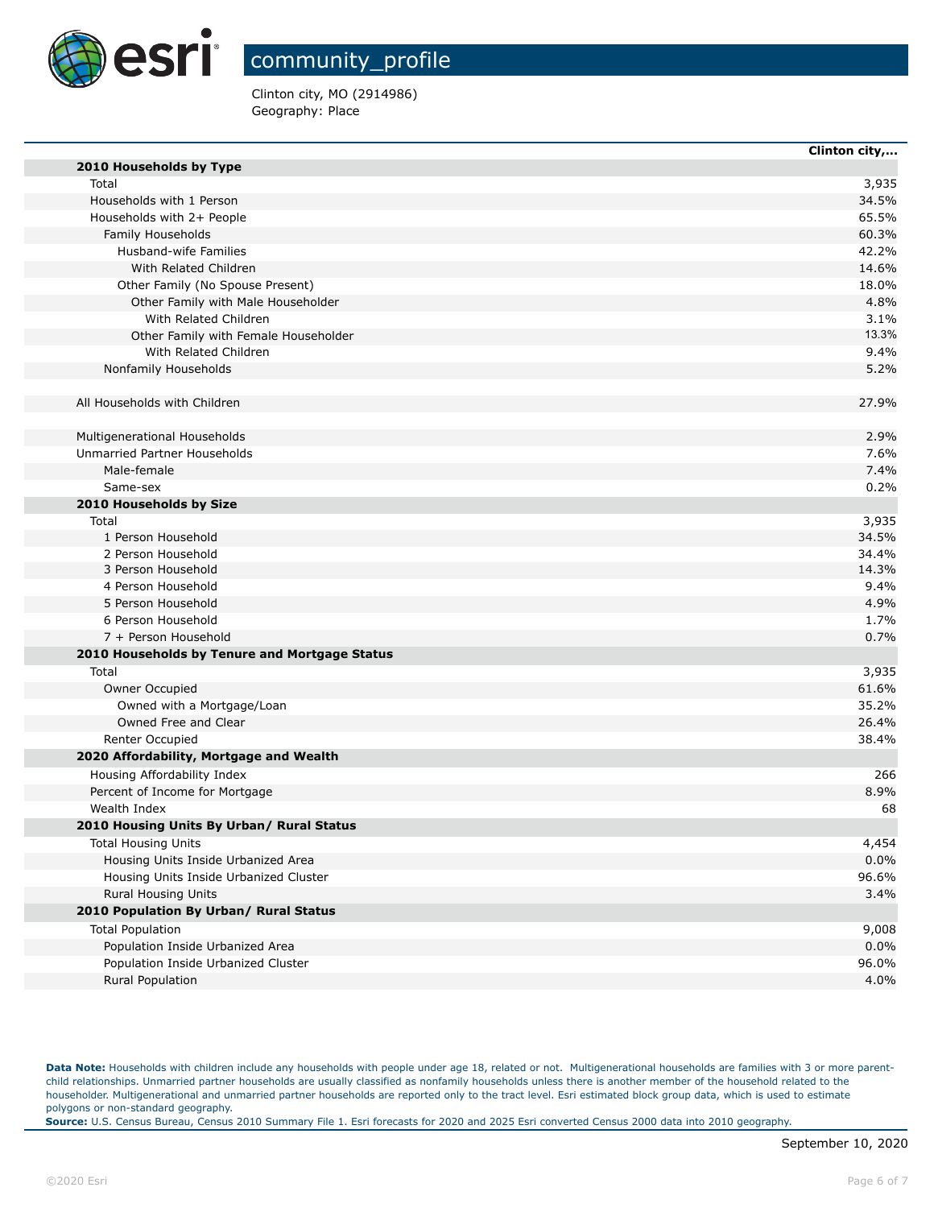# community_profile

Clinton city, MO (2914986)
Geography: Place

| | Clinton city,... |
|---|---|
| **2010 Households by Type** | |
| Total | 3,935 |
| Households with 1 Person | 34.5% |
| Households with 2+ People | 65.5% |
| Family Households | 60.3% |
| Husband-wife Families | 42.2% |
| With Related Children | 14.6% |
| Other Family (No Spouse Present) | 18.0% |
| Other Family with Male Householder | 4.8% |
| With Related Children | 3.1% |
| Other Family with Female Householder | 13.3% |
| With Related Children | 9.4% |
| Nonfamily Households | 5.2% |
| | |
| All Households with Children | 27.9% |
| | |
| Multigenerational Households | 2.9% |
| Unmarried Partner Households | 7.6% |
| Male-female | 7.4% |
| Same-sex | 0.2% |
| **2010 Households by Size** | |
| Total | 3,935 |
| 1 Person Household | 34.5% |
| 2 Person Household | 34.4% |
| 3 Person Household | 14.3% |
| 4 Person Household | 9.4% |
| 5 Person Household | 4.9% |
| 6 Person Household | 1.7% |
| 7 + Person Household | 0.7% |
| **2010 Households by Tenure and Mortgage Status** | |
| Total | 3,935 |
| Owner Occupied | 61.6% |
| Owned with a Mortgage/Loan | 35.2% |
| Owned Free and Clear | 26.4% |
| Renter Occupied | 38.4% |
| **2020 Affordability, Mortgage and Wealth** | |
| Housing Affordability Index | 266 |
| Percent of Income for Mortgage | 8.9% |
| Wealth Index | 68 |
| **2010 Housing Units By Urban/ Rural Status** | |
| Total Housing Units | 4,454 |
| Housing Units Inside Urbanized Area | 0.0% |
| Housing Units Inside Urbanized Cluster | 96.6% |
| Rural Housing Units | 3.4% |
| **2010 Population By Urban/ Rural Status** | |
| Total Population | 9,008 |
| Population Inside Urbanized Area | 0.0% |
| Population Inside Urbanized Cluster | 96.0% |
| Rural Population | 4.0% |

**Data Note:** Households with children include any households with people under age 18, related or not. Multigenerational households are families with 3 or more parent-child relationships. Unmarried partner households are usually classified as nonfamily households unless there is another member of the household related to the householder. Multigenerational and unmarried partner households are reported only to the tract level. Esri estimated block group data, which is used to estimate polygons or non-standard geography.
**Source:** U.S. Census Bureau, Census 2010 Summary File 1. Esri forecasts for 2020 and 2025 Esri converted Census 2000 data into 2010 geography.

September 10, 2020

©2020 Esri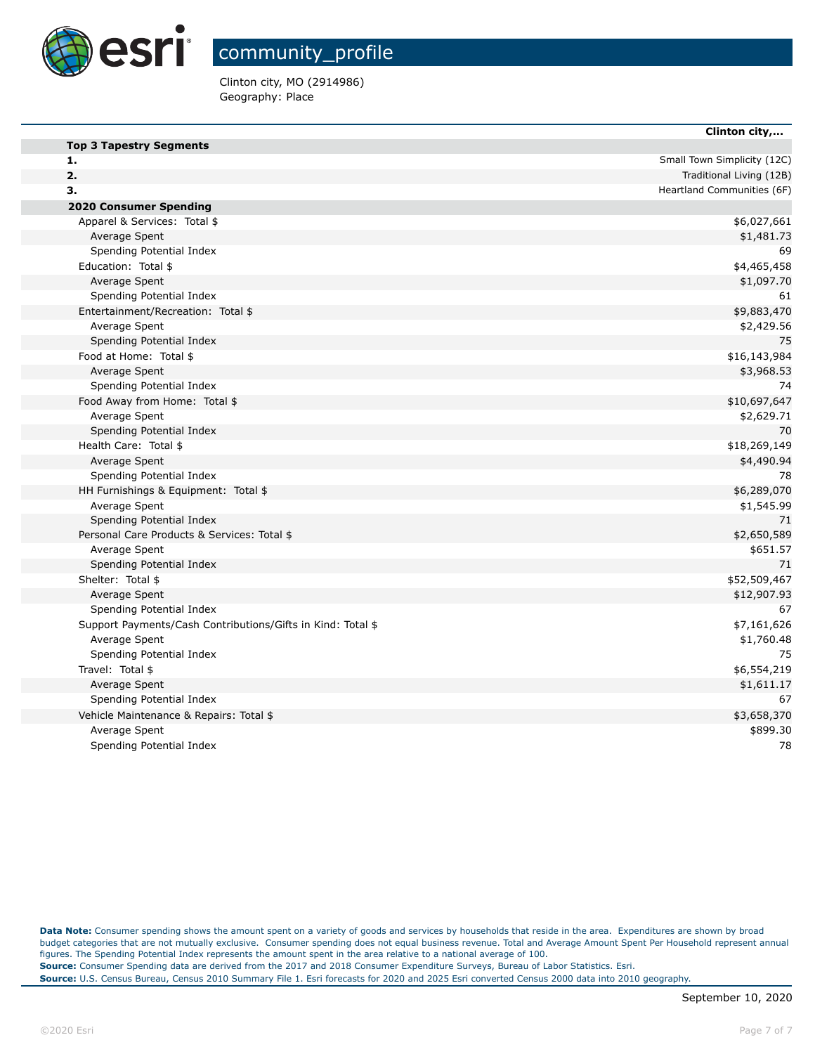# community_profile

Clinton city, MO (2914986)
Geography: Place

| | Clinton city,... |
|---|---|
| **Top 3 Tapestry Segments** | |
| **1.** | Small Town Simplicity (12C) |
| **2.** | Traditional Living (12B) |
| **3.** | Heartland Communities (6F) |
| **2020 Consumer Spending** | |
| Apparel & Services: Total $ | $6,027,661 |
| Average Spent | $1,481.73 |
| Spending Potential Index | 69 |
| Education: Total $ | $4,465,458 |
| Average Spent | $1,097.70 |
| Spending Potential Index | 61 |
| Entertainment/Recreation: Total $ | $9,883,470 |
| Average Spent | $2,429.56 |
| Spending Potential Index | 75 |
| Food at Home: Total $ | $16,143,984 |
| Average Spent | $3,968.53 |
| Spending Potential Index | 74 |
| Food Away from Home: Total $ | $10,697,647 |
| Average Spent | $2,629.71 |
| Spending Potential Index | 70 |
| Health Care: Total $ | $18,269,149 |
| Average Spent | $4,490.94 |
| Spending Potential Index | 78 |
| HH Furnishings & Equipment: Total $ | $6,289,070 |
| Average Spent | $1,545.99 |
| Spending Potential Index | 71 |
| Personal Care Products & Services: Total $ | $2,650,589 |
| Average Spent | $651.57 |
| Spending Potential Index | 71 |
| Shelter: Total $ | $52,509,467 |
| Average Spent | $12,907.93 |
| Spending Potential Index | 67 |
| Support Payments/Cash Contributions/Gifts in Kind: Total $ | $7,161,626 |
| Average Spent | $1,760.48 |
| Spending Potential Index | 75 |
| Travel: Total $ | $6,554,219 |
| Average Spent | $1,611.17 |
| Spending Potential Index | 67 |
| Vehicle Maintenance & Repairs: Total $ | $3,658,370 |
| Average Spent | $899.30 |
| Spending Potential Index | 78 |

**Data Note:** Consumer spending shows the amount spent on a variety of goods and services by households that reside in the area. Expenditures are shown by broad budget categories that are not mutually exclusive. Consumer spending does not equal business revenue. Total and Average Amount Spent Per Household represent annual figures. The Spending Potential Index represents the amount spent in the area relative to a national average of 100.
**Source:** Consumer Spending data are derived from the 2017 and 2018 Consumer Expenditure Surveys, Bureau of Labor Statistics. Esri.
**Source:** U.S. Census Bureau, Census 2010 Summary File 1. Esri forecasts for 2020 and 2025 Esri converted Census 2000 data into 2010 geography.

September 10, 2020